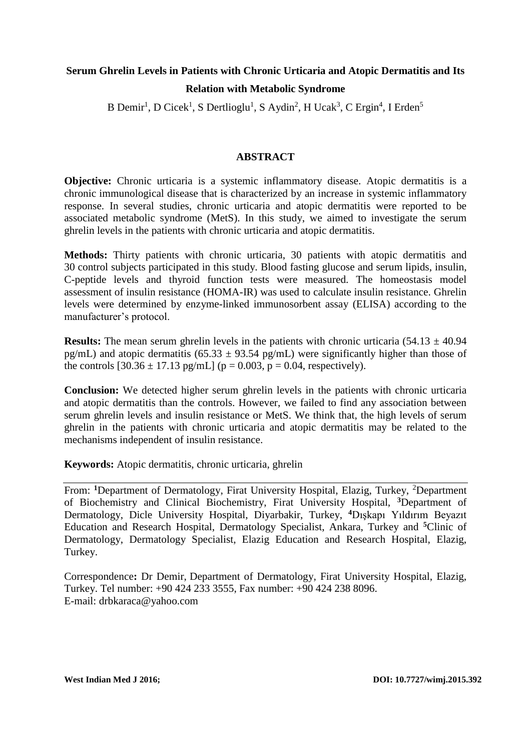# Serum Ghrelin Levels in Patients with Chronic Urticaria and Atopic Dermatitis and Its Relation with Metabolic Syndrome

B Demir[1], D Cicek[1], S Dertlioglu[1], S Aydin[2], H Ucak[3], C Ergin[4], I Erden[5]

## ABSTRACT

**Objective:** Chronic urticaria is a systemic inflammatory disease. Atopic dermatitis is a chronic immunological disease that is characterized by an increase in systemic inflammatory response. In several studies, chronic urticaria and atopic dermatitis were reported to be associated metabolic syndrome (MetS). In this study, we aimed to investigate the serum ghrelin levels in the patients with chronic urticaria and atopic dermatitis.

**Methods:** Thirty patients with chronic urticaria, 30 patients with atopic dermatitis and 30 control subjects participated in this study. Blood fasting glucose and serum lipids, insulin, C-peptide levels and thyroid function tests were measured. The homeostasis model assessment of insulin resistance (HOMA-IR) was used to calculate insulin resistance. Ghrelin levels were determined by enzyme-linked immunosorbent assay (ELISA) according to the manufacturer's protocol.

**Results:** The mean serum ghrelin levels in the patients with chronic urticaria ($54.13 \pm 40.94$ pg/mL) and atopic dermatitis ($65.33 \pm 93.54$ pg/mL) were significantly higher than those of the controls [$30.36 \pm 17.13$ pg/mL] ($p = 0.003$, $p = 0.04$, respectively).

**Conclusion:** We detected higher serum ghrelin levels in the patients with chronic urticaria and atopic dermatitis than the controls. However, we failed to find any association between serum ghrelin levels and insulin resistance or MetS. We think that, the high levels of serum ghrelin in the patients with chronic urticaria and atopic dermatitis may be related to the mechanisms independent of insulin resistance.

**Keywords:** Atopic dermatitis, chronic urticaria, ghrelin

---

From: [1]Department of Dermatology, Firat University Hospital, Elazig, Turkey, [2]Department of Biochemistry and Clinical Biochemistry, Firat University Hospital, [3]Department of Dermatology, Dicle University Hospital, Diyarbakir, Turkey, [4]Dışkapı Yıldırım Beyazıt Education and Research Hospital, Dermatology Specialist, Ankara, Turkey and [5]Clinic of Dermatology, Dermatology Specialist, Elazig Education and Research Hospital, Elazig, Turkey.

Correspondence**:** Dr Demir, Department of Dermatology, Firat University Hospital, Elazig, Turkey. Tel number: +90 424 233 3555, Fax number: +90 424 238 8096.
E-mail: drbkaraca@yahoo.com

**West Indian Med J 2016;** **DOI: 10.7727/wimj.2015.392**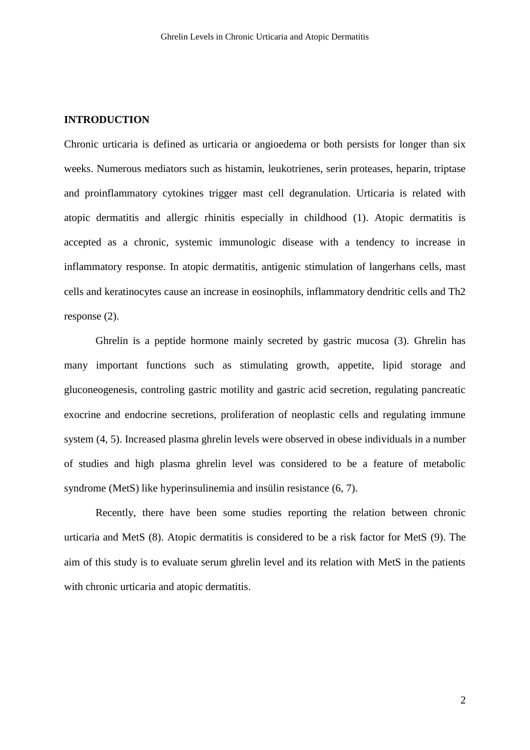## INTRODUCTION

Chronic urticaria is defined as urticaria or angioedema or both persists for longer than six weeks. Numerous mediators such as histamin, leukotrienes, serin proteases, heparin, triptase and proinflammatory cytokines trigger mast cell degranulation. Urticaria is related with atopic dermatitis and allergic rhinitis especially in childhood (1). Atopic dermatitis is accepted as a chronic, systemic immunologic disease with a tendency to increase in inflammatory response. In atopic dermatitis, antigenic stimulation of langerhans cells, mast cells and keratinocytes cause an increase in eosinophils, inflammatory dendritic cells and Th2 response (2).

Ghrelin is a peptide hormone mainly secreted by gastric mucosa (3). Ghrelin has many important functions such as stimulating growth, appetite, lipid storage and gluconeogenesis, controling gastric motility and gastric acid secretion, regulating pancreatic exocrine and endocrine secretions, proliferation of neoplastic cells and regulating immune system (4, 5). Increased plasma ghrelin levels were observed in obese individuals in a number of studies and high plasma ghrelin level was considered to be a feature of metabolic syndrome (MetS) like hyperinsulinemia and insülin resistance (6, 7).

Recently, there have been some studies reporting the relation between chronic urticaria and MetS (8). Atopic dermatitis is considered to be a risk factor for MetS (9). The aim of this study is to evaluate serum ghrelin level and its relation with MetS in the patients with chronic urticaria and atopic dermatitis.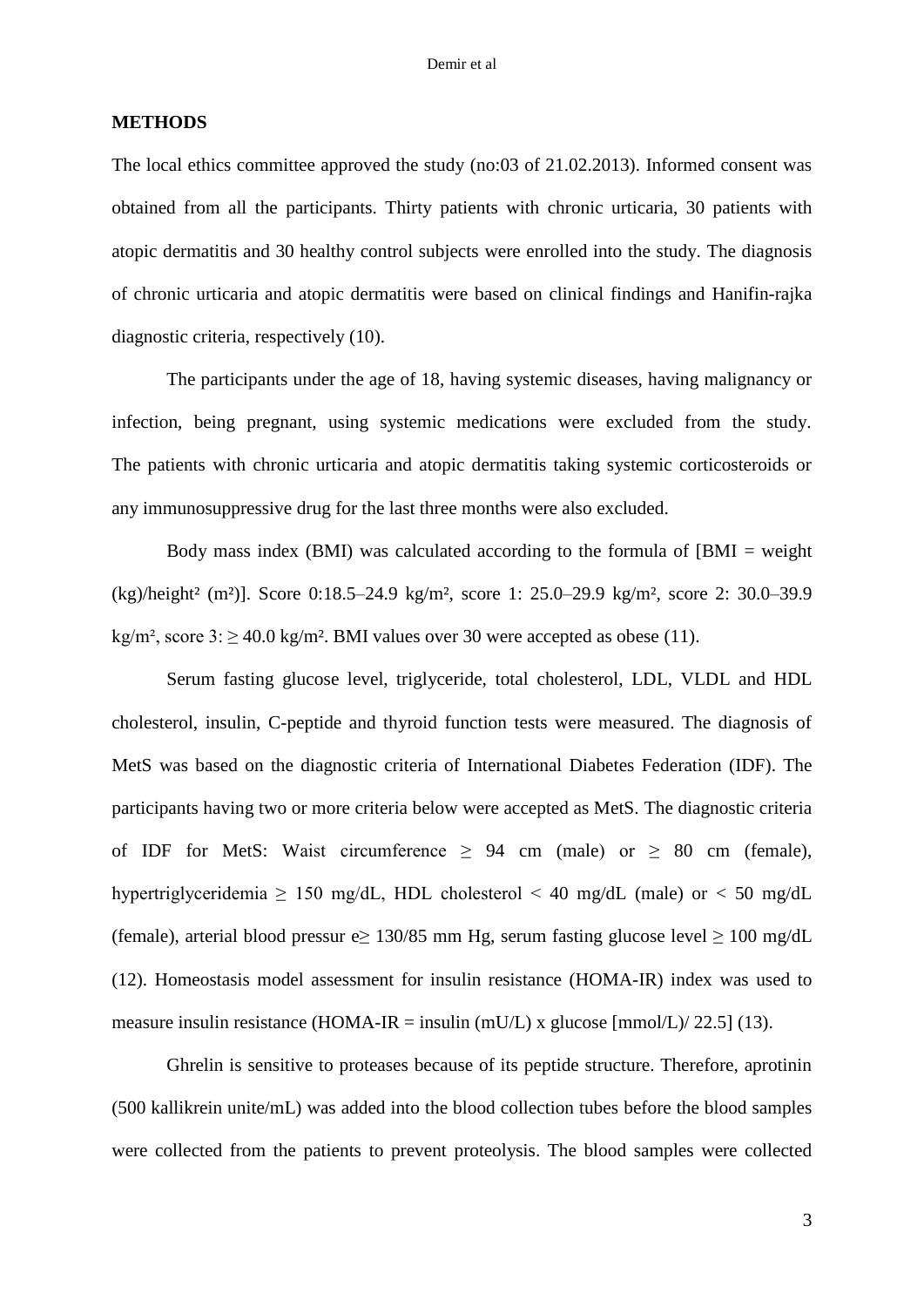**METHODS**

The local ethics committee approved the study (no:03 of 21.02.2013). Informed consent was obtained from all the participants. Thirty patients with chronic urticaria, 30 patients with atopic dermatitis and 30 healthy control subjects were enrolled into the study. The diagnosis of chronic urticaria and atopic dermatitis were based on clinical findings and Hanifin-rajka diagnostic criteria, respectively (10).

The participants under the age of 18, having systemic diseases, having malignancy or infection, being pregnant, using systemic medications were excluded from the study. The patients with chronic urticaria and atopic dermatitis taking systemic corticosteroids or any immunosuppressive drug for the last three months were also excluded.

Body mass index (BMI) was calculated according to the formula of [BMI = weight (kg)/height² (m²)]. Score 0:18.5–24.9 kg/m², score 1: 25.0–29.9 kg/m², score 2: 30.0–39.9 kg/m², score 3: ≥ 40.0 kg/m². BMI values over 30 were accepted as obese (11).

Serum fasting glucose level, triglyceride, total cholesterol, LDL, VLDL and HDL cholesterol, insulin, C-peptide and thyroid function tests were measured. The diagnosis of MetS was based on the diagnostic criteria of International Diabetes Federation (IDF). The participants having two or more criteria below were accepted as MetS. The diagnostic criteria of IDF for MetS: Waist circumference ≥ 94 cm (male) or ≥ 80 cm (female), hypertriglyceridemia ≥ 150 mg/dL, HDL cholesterol < 40 mg/dL (male) or < 50 mg/dL (female), arterial blood pressur e≥ 130/85 mm Hg, serum fasting glucose level ≥ 100 mg/dL (12). Homeostasis model assessment for insulin resistance (HOMA-IR) index was used to measure insulin resistance (HOMA-IR = insulin (mU/L) x glucose [mmol/L)/ 22.5] (13).

Ghrelin is sensitive to proteases because of its peptide structure. Therefore, aprotinin (500 kallikrein unite/mL) was added into the blood collection tubes before the blood samples were collected from the patients to prevent proteolysis. The blood samples were collected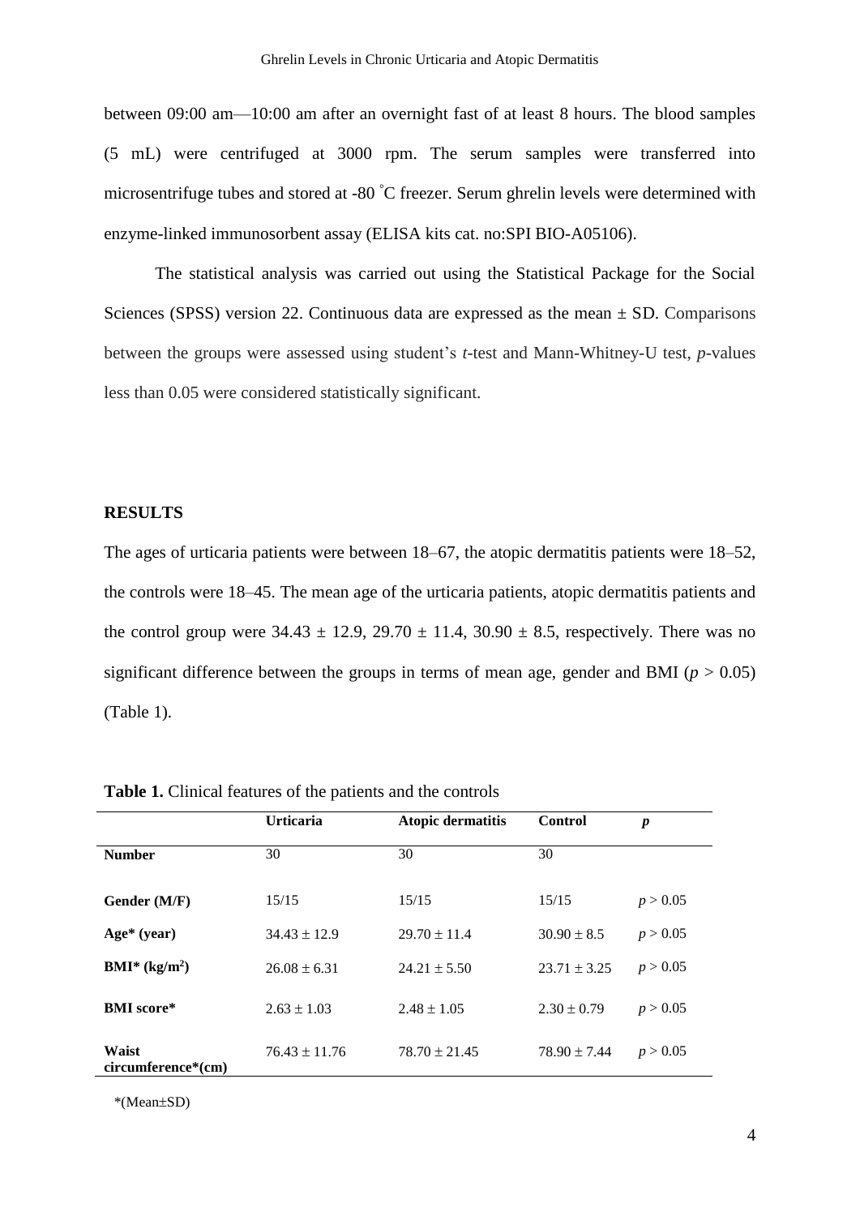between 09:00 am—10:00 am after an overnight fast of at least 8 hours. The blood samples (5 mL) were centrifuged at 3000 rpm. The serum samples were transferred into microsentrifuge tubes and stored at -80 °C freezer. Serum ghrelin levels were determined with enzyme-linked immunosorbent assay (ELISA kits cat. no:SPI BIO-A05106).

The statistical analysis was carried out using the Statistical Package for the Social Sciences (SPSS) version 22. Continuous data are expressed as the mean ± SD. Comparisons between the groups were assessed using student's *t*-test and Mann-Whitney-U test, *p*-values less than 0.05 were considered statistically significant.

## RESULTS

The ages of urticaria patients were between 18–67, the atopic dermatitis patients were 18–52, the controls were 18–45. The mean age of the urticaria patients, atopic dermatitis patients and the control group were 34.43 ± 12.9, 29.70 ± 11.4, 30.90 ± 8.5, respectively. There was no significant difference between the groups in terms of mean age, gender and BMI ($p > 0.05$) (Table 1).

**Table 1.** Clinical features of the patients and the controls

| | Urticaria | Atopic dermatitis | Control | *p* |
|---|---|---|---|---|
| **Number** | 30 | 30 | 30 | |
| **Gender (M/F)** | 15/15 | 15/15 | 15/15 | $p > 0.05$ |
| **Age* (year)** | 34.43 ± 12.9 | 29.70 ± 11.4 | 30.90 ± 8.5 | $p > 0.05$ |
| **BMI* (kg/m$^2$)** | 26.08 ± 6.31 | 24.21 ± 5.50 | 23.71 ± 3.25 | $p > 0.05$ |
| **BMI score*** | 2.63 ± 1.03 | 2.48 ± 1.05 | 2.30 ± 0.79 | $p > 0.05$ |
| **Waist circumference*(cm)** | 76.43 ± 11.76 | 78.70 ± 21.45 | 78.90 ± 7.44 | $p > 0.05$ |

*(Mean±SD)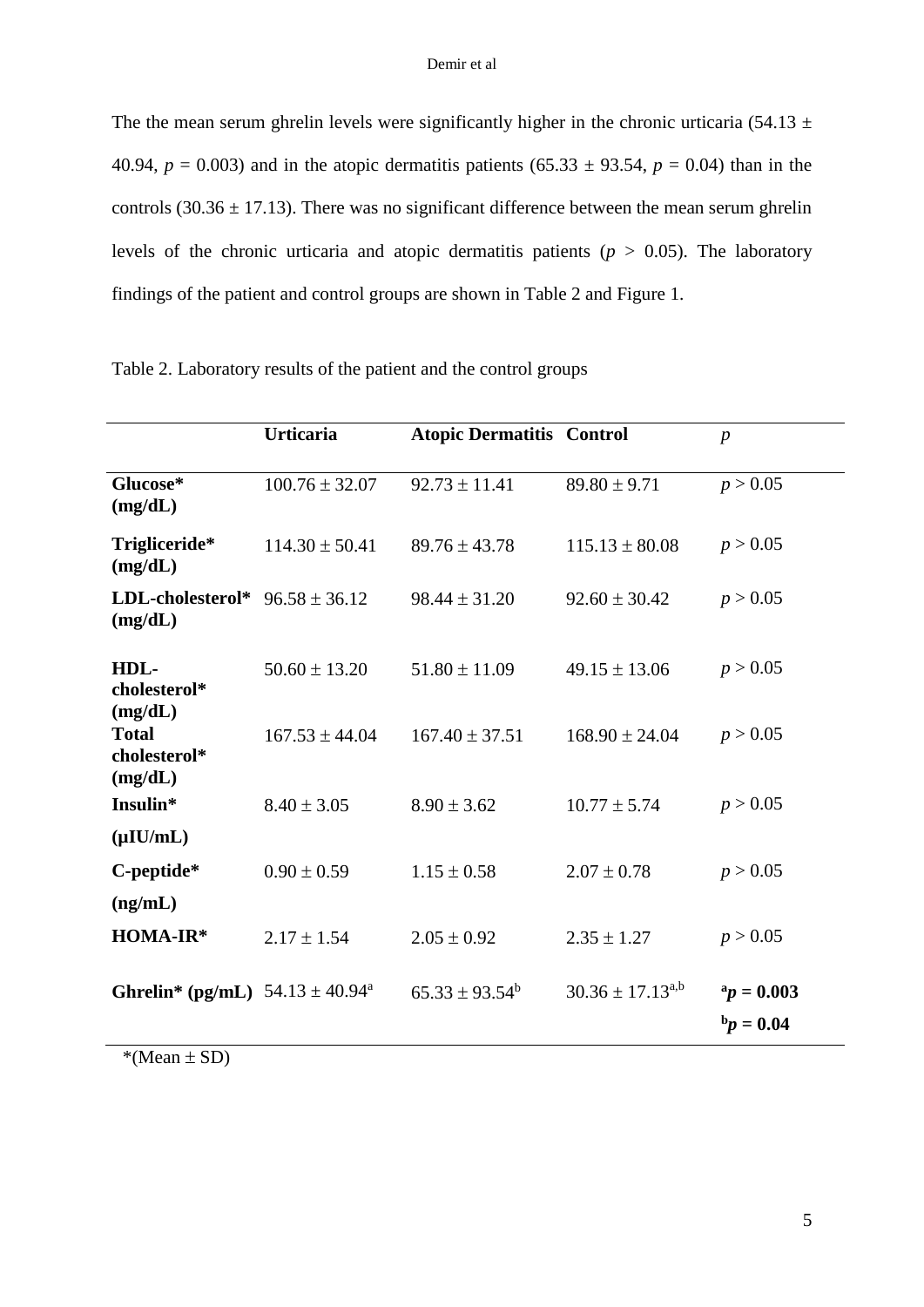The the mean serum ghrelin levels were significantly higher in the chronic urticaria (54.13 ± 40.94, $p = 0.003$) and in the atopic dermatitis patients (65.33 ± 93.54, $p = 0.04$) than in the controls (30.36 ± 17.13). There was no significant difference between the mean serum ghrelin levels of the chronic urticaria and atopic dermatitis patients ($p > 0.05$). The laboratory findings of the patient and control groups are shown in Table 2 and Figure 1.

Table 2. Laboratory results of the patient and the control groups

| | **Urticaria** | **Atopic Dermatitis** | **Control** | $p$ |
|---|---|---|---|---|
| **Glucose* (mg/dL)** | 100.76 ± 32.07 | 92.73 ± 11.41 | 89.80 ± 9.71 | $p > 0.05$ |
| **Trigliceride* (mg/dL)** | 114.30 ± 50.41 | 89.76 ± 43.78 | 115.13 ± 80.08 | $p > 0.05$ |
| **LDL-cholesterol* (mg/dL)** | 96.58 ± 36.12 | 98.44 ± 31.20 | 92.60 ± 30.42 | $p > 0.05$ |
| **HDL-cholesterol* (mg/dL)** | 50.60 ± 13.20 | 51.80 ± 11.09 | 49.15 ± 13.06 | $p > 0.05$ |
| **Total cholesterol* (mg/dL)** | 167.53 ± 44.04 | 167.40 ± 37.51 | 168.90 ± 24.04 | $p > 0.05$ |
| **Insulin* (µIU/mL)** | 8.40 ± 3.05 | 8.90 ± 3.62 | 10.77 ± 5.74 | $p > 0.05$ |
| **C-peptide* (ng/mL)** | 0.90 ± 0.59 | 1.15 ± 0.58 | 2.07 ± 0.78 | $p > 0.05$ |
| **HOMA-IR*** | 2.17 ± 1.54 | 2.05 ± 0.92 | 2.35 ± 1.27 | $p > 0.05$ |
| **Ghrelin* (pg/mL)** | 54.13 ± 40.94[a] | 65.33 ± 93.54[b] | 30.36 ± 17.13[a,b] | **[a]$p = 0.003$** **[b]$p = 0.04$** |

*(Mean ± SD)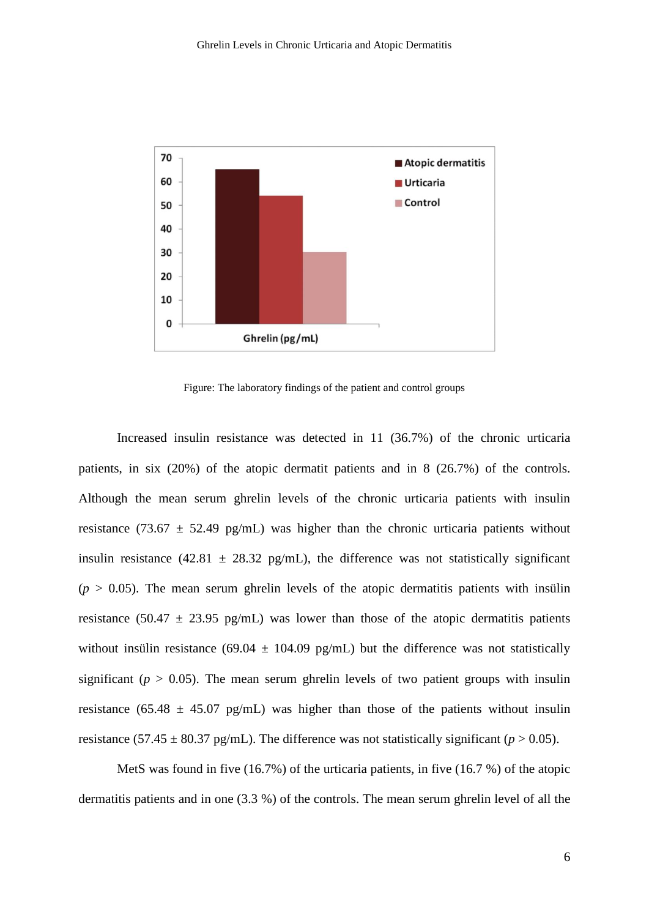Figure: The laboratory findings of the patient and control groups

Increased insulin resistance was detected in 11 (36.7%) of the chronic urticaria patients, in six (20%) of the atopic dermatit patients and in 8 (26.7%) of the controls. Although the mean serum ghrelin levels of the chronic urticaria patients with insulin resistance (73.67 ± 52.49 pg/mL) was higher than the chronic urticaria patients without insulin resistance (42.81 ± 28.32 pg/mL), the difference was not statistically significant ($p$ > 0.05). The mean serum ghrelin levels of the atopic dermatitis patients with insülin resistance (50.47 ± 23.95 pg/mL) was lower than those of the atopic dermatitis patients without insülin resistance (69.04 ± 104.09 pg/mL) but the difference was not statistically significant ($p$ > 0.05). The mean serum ghrelin levels of two patient groups with insulin resistance (65.48 ± 45.07 pg/mL) was higher than those of the patients without insulin resistance (57.45 ± 80.37 pg/mL). The difference was not statistically significant ($p$ > 0.05).

MetS was found in five (16.7%) of the urticaria patients, in five (16.7 %) of the atopic dermatitis patients and in one (3.3 %) of the controls. The mean serum ghrelin level of all the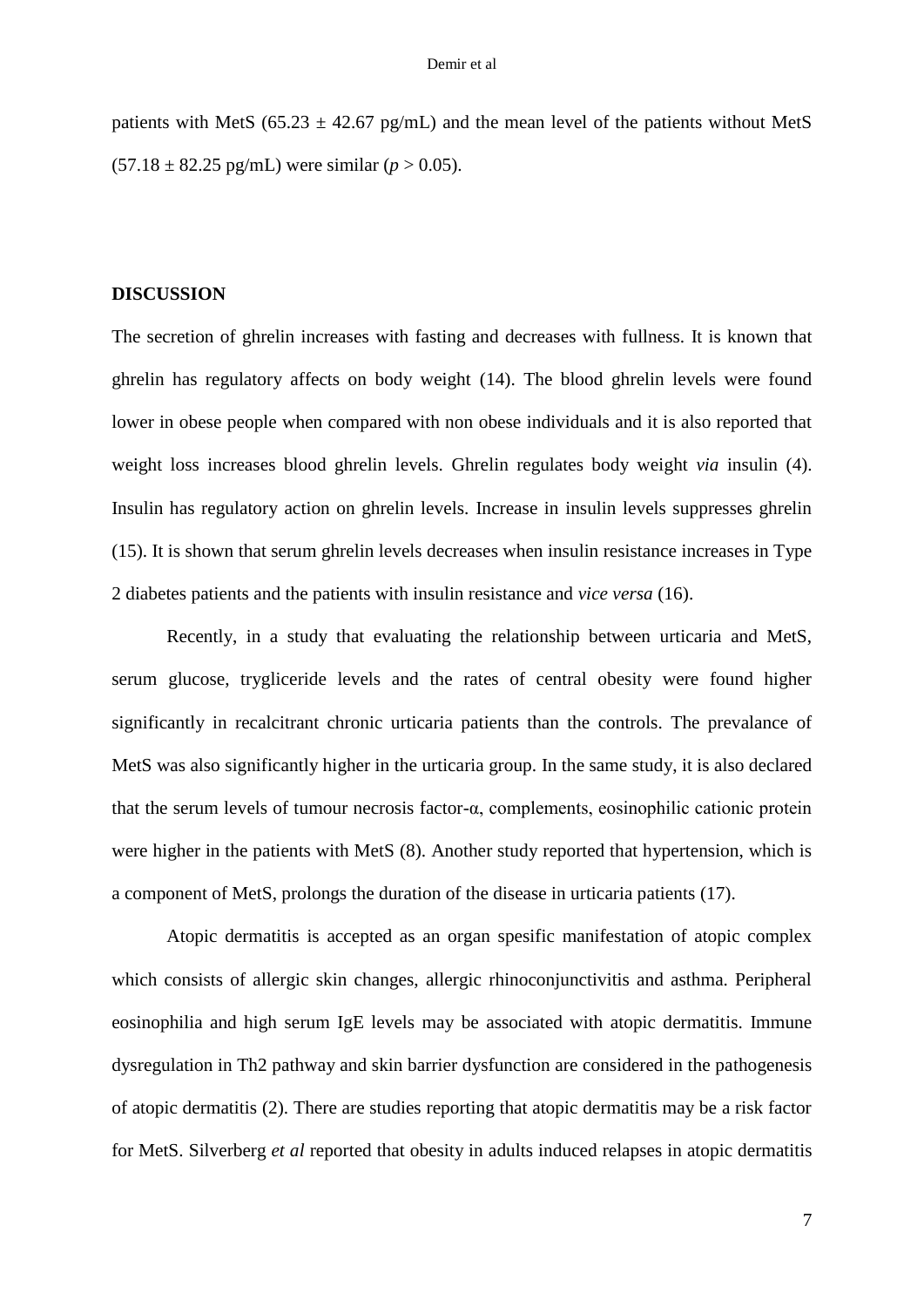patients with MetS (65.23 ± 42.67 pg/mL) and the mean level of the patients without MetS (57.18 ± 82.25 pg/mL) were similar ($p > 0.05$).

## DISCUSSION

The secretion of ghrelin increases with fasting and decreases with fullness. It is known that ghrelin has regulatory affects on body weight (14). The blood ghrelin levels were found lower in obese people when compared with non obese individuals and it is also reported that weight loss increases blood ghrelin levels. Ghrelin regulates body weight *via* insulin (4). Insulin has regulatory action on ghrelin levels. Increase in insulin levels suppresses ghrelin (15). It is shown that serum ghrelin levels decreases when insulin resistance increases in Type 2 diabetes patients and the patients with insulin resistance and *vice versa* (16).

Recently, in a study that evaluating the relationship between urticaria and MetS, serum glucose, trygliceride levels and the rates of central obesity were found higher significantly in recalcitrant chronic urticaria patients than the controls. The prevalance of MetS was also significantly higher in the urticaria group. In the same study, it is also declared that the serum levels of tumour necrosis factor-α, complements, eosinophilic cationic protein were higher in the patients with MetS (8). Another study reported that hypertension, which is a component of MetS, prolongs the duration of the disease in urticaria patients (17).

Atopic dermatitis is accepted as an organ spesific manifestation of atopic complex which consists of allergic skin changes, allergic rhinoconjunctivitis and asthma. Peripheral eosinophilia and high serum IgE levels may be associated with atopic dermatitis. Immune dysregulation in Th2 pathway and skin barrier dysfunction are considered in the pathogenesis of atopic dermatitis (2). There are studies reporting that atopic dermatitis may be a risk factor for MetS. Silverberg *et al* reported that obesity in adults induced relapses in atopic dermatitis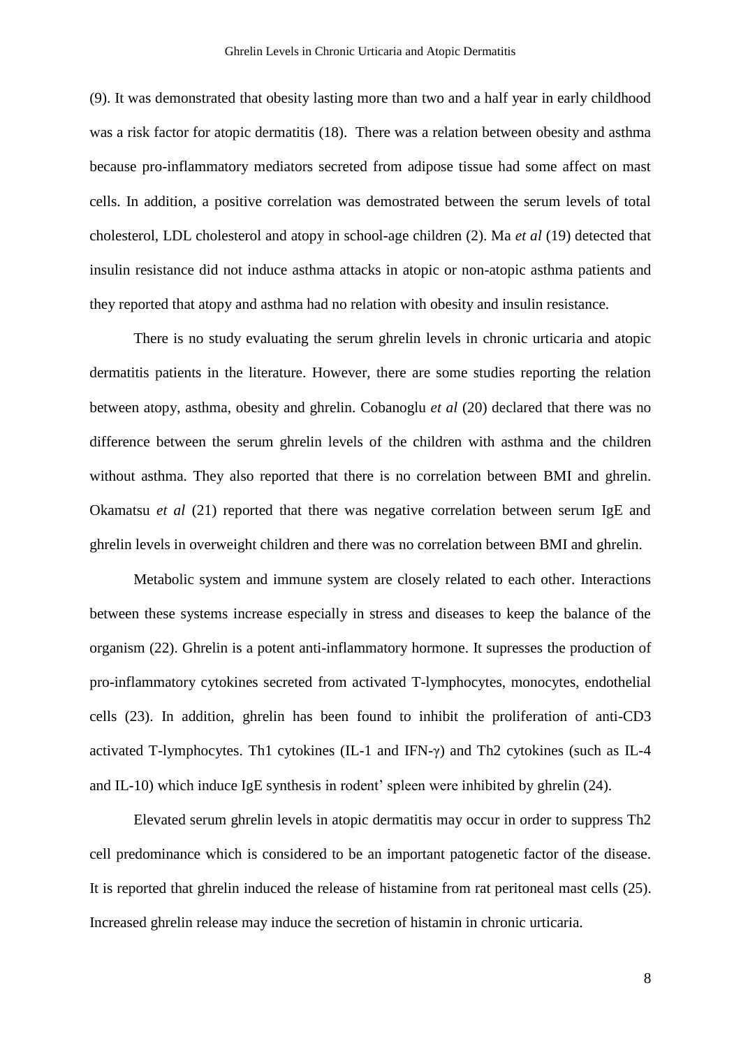(9). It was demonstrated that obesity lasting more than two and a half year in early childhood was a risk factor for atopic dermatitis (18). There was a relation between obesity and asthma because pro-inflammatory mediators secreted from adipose tissue had some affect on mast cells. In addition, a positive correlation was demostrated between the serum levels of total cholesterol, LDL cholesterol and atopy in school-age children (2). Ma *et al* (19) detected that insulin resistance did not induce asthma attacks in atopic or non-atopic asthma patients and they reported that atopy and asthma had no relation with obesity and insulin resistance.

There is no study evaluating the serum ghrelin levels in chronic urticaria and atopic dermatitis patients in the literature. However, there are some studies reporting the relation between atopy, asthma, obesity and ghrelin. Cobanoglu *et al* (20) declared that there was no difference between the serum ghrelin levels of the children with asthma and the children without asthma. They also reported that there is no correlation between BMI and ghrelin. Okamatsu *et al* (21) reported that there was negative correlation between serum IgE and ghrelin levels in overweight children and there was no correlation between BMI and ghrelin.

Metabolic system and immune system are closely related to each other. Interactions between these systems increase especially in stress and diseases to keep the balance of the organism (22). Ghrelin is a potent anti-inflammatory hormone. It supresses the production of pro-inflammatory cytokines secreted from activated T-lymphocytes, monocytes, endothelial cells (23). In addition, ghrelin has been found to inhibit the proliferation of anti-CD3 activated T-lymphocytes. Th1 cytokines (IL-1 and IFN-γ) and Th2 cytokines (such as IL-4 and IL-10) which induce IgE synthesis in rodent' spleen were inhibited by ghrelin (24).

Elevated serum ghrelin levels in atopic dermatitis may occur in order to suppress Th2 cell predominance which is considered to be an important patogenetic factor of the disease. It is reported that ghrelin induced the release of histamine from rat peritoneal mast cells (25). Increased ghrelin release may induce the secretion of histamin in chronic urticaria.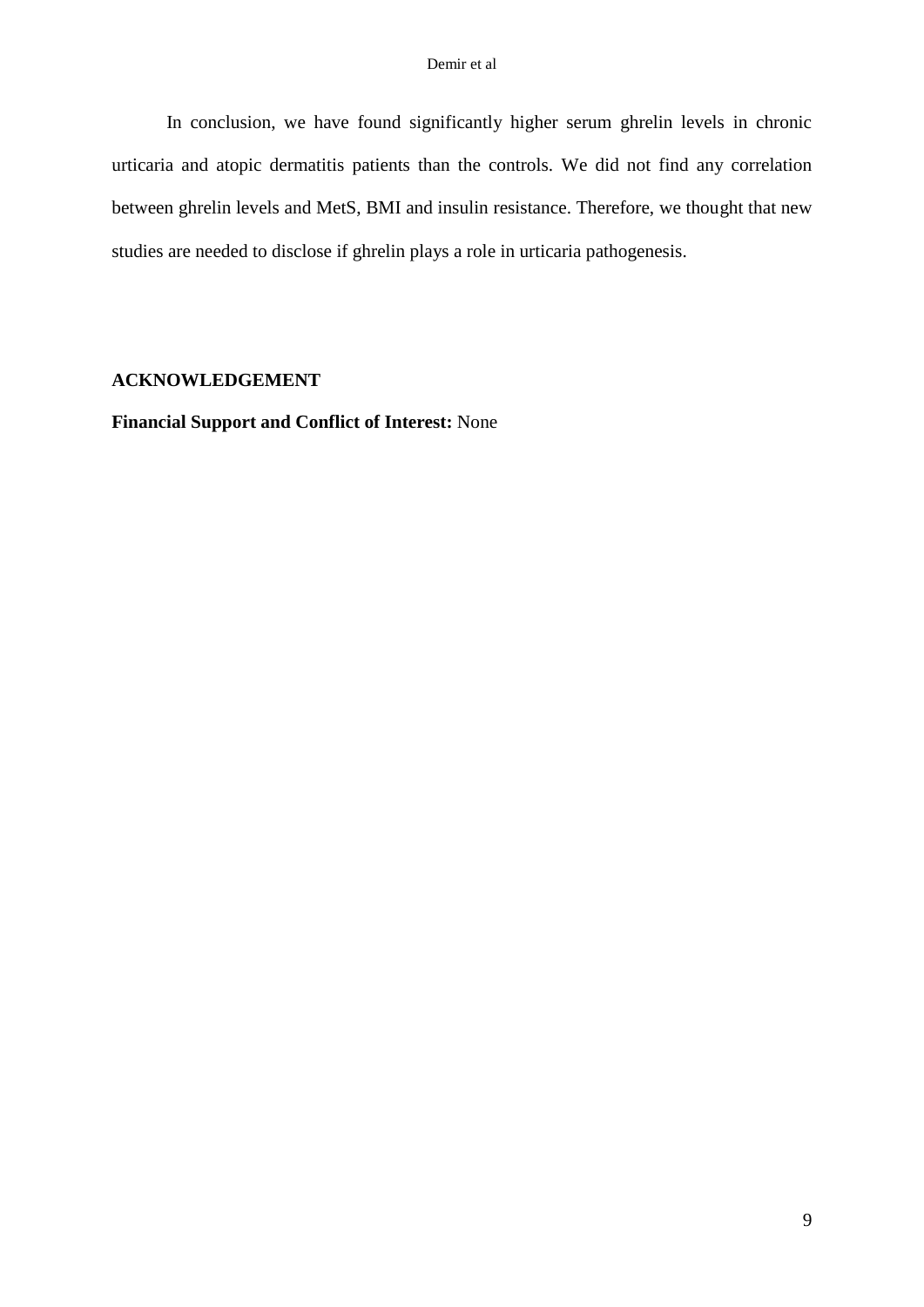In conclusion, we have found significantly higher serum ghrelin levels in chronic urticaria and atopic dermatitis patients than the controls. We did not find any correlation between ghrelin levels and MetS, BMI and insulin resistance. Therefore, we thought that new studies are needed to disclose if ghrelin plays a role in urticaria pathogenesis.

## ACKNOWLEDGEMENT

**Financial Support and Conflict of Interest:** None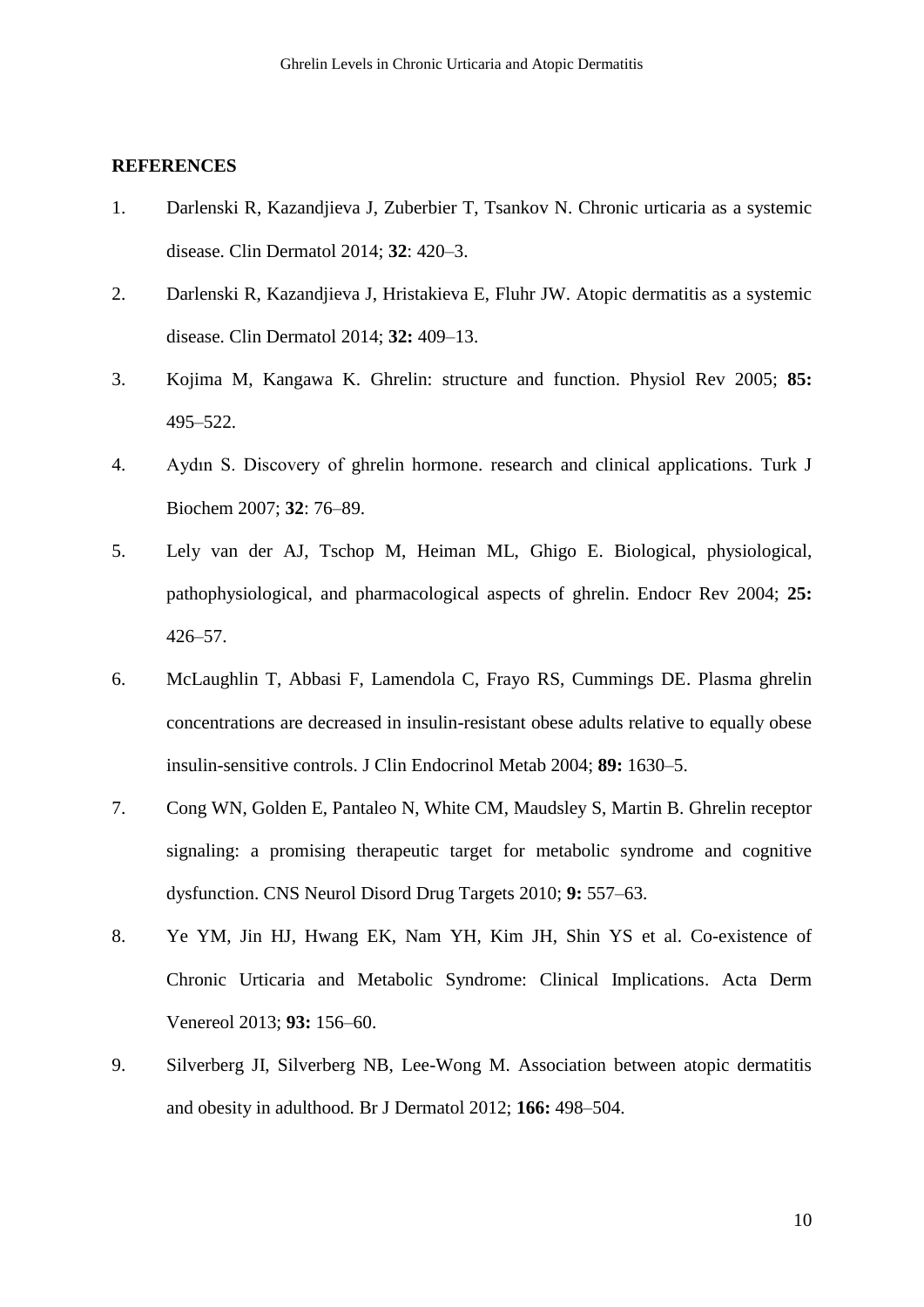## REFERENCES

1. Darlenski R, Kazandjieva J, Zuberbier T, Tsankov N. Chronic urticaria as a systemic disease. Clin Dermatol 2014; **32**: 420–3.
2. Darlenski R, Kazandjieva J, Hristakieva E, Fluhr JW. Atopic dermatitis as a systemic disease. Clin Dermatol 2014; **32:** 409–13.
3. Kojima M, Kangawa K. Ghrelin: structure and function. Physiol Rev 2005; **85:** 495–522.
4. Aydın S. Discovery of ghrelin hormone. research and clinical applications. Turk J Biochem 2007; **32**: 76–89.
5. Lely van der AJ, Tschop M, Heiman ML, Ghigo E. Biological, physiological, pathophysiological, and pharmacological aspects of ghrelin. Endocr Rev 2004; **25:** 426–57.
6. McLaughlin T, Abbasi F, Lamendola C, Frayo RS, Cummings DE. Plasma ghrelin concentrations are decreased in insulin-resistant obese adults relative to equally obese insulin-sensitive controls. J Clin Endocrinol Metab 2004; **89:** 1630–5.
7. Cong WN, Golden E, Pantaleo N, White CM, Maudsley S, Martin B. Ghrelin receptor signaling: a promising therapeutic target for metabolic syndrome and cognitive dysfunction. CNS Neurol Disord Drug Targets 2010; **9:** 557–63.
8. Ye YM, Jin HJ, Hwang EK, Nam YH, Kim JH, Shin YS et al. Co-existence of Chronic Urticaria and Metabolic Syndrome: Clinical Implications. Acta Derm Venereol 2013; **93:** 156–60.
9. Silverberg JI, Silverberg NB, Lee-Wong M. Association between atopic dermatitis and obesity in adulthood. Br J Dermatol 2012; **166:** 498–504.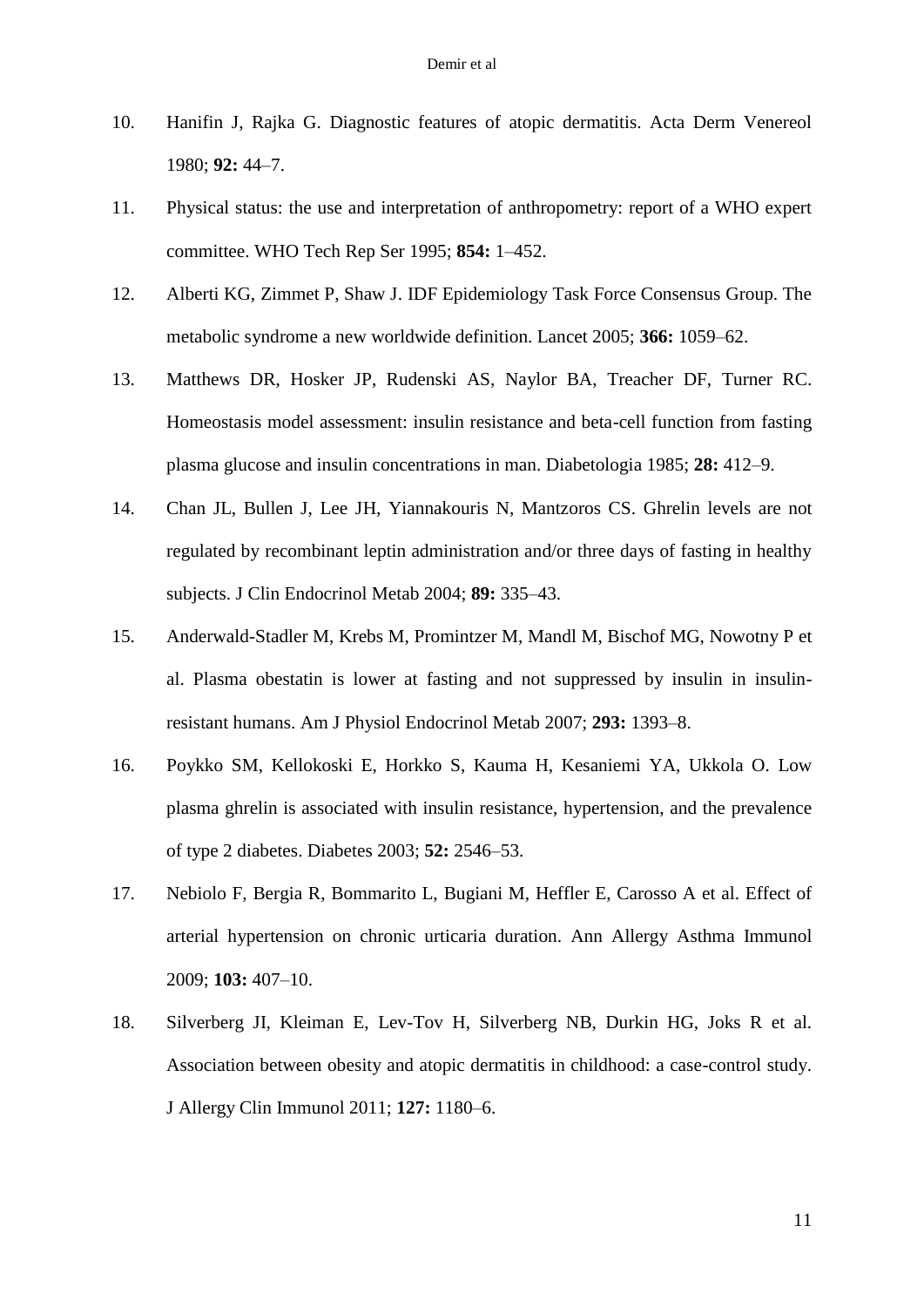10. Hanifin J, Rajka G. Diagnostic features of atopic dermatitis. Acta Derm Venereol 1980; **92:** 44–7.

11. Physical status: the use and interpretation of anthropometry: report of a WHO expert committee. WHO Tech Rep Ser 1995; **854:** 1–452.

12. Alberti KG, Zimmet P, Shaw J. IDF Epidemiology Task Force Consensus Group. The metabolic syndrome a new worldwide definition. Lancet 2005; **366:** 1059–62.

13. Matthews DR, Hosker JP, Rudenski AS, Naylor BA, Treacher DF, Turner RC. Homeostasis model assessment: insulin resistance and beta-cell function from fasting plasma glucose and insulin concentrations in man. Diabetologia 1985; **28:** 412–9.

14. Chan JL, Bullen J, Lee JH, Yiannakouris N, Mantzoros CS. Ghrelin levels are not regulated by recombinant leptin administration and/or three days of fasting in healthy subjects. J Clin Endocrinol Metab 2004; **89:** 335–43.

15. Anderwald-Stadler M, Krebs M, Promintzer M, Mandl M, Bischof MG, Nowotny P et al. Plasma obestatin is lower at fasting and not suppressed by insulin in insulin-resistant humans. Am J Physiol Endocrinol Metab 2007; **293:** 1393–8.

16. Poykko SM, Kellokoski E, Horkko S, Kauma H, Kesaniemi YA, Ukkola O. Low plasma ghrelin is associated with insulin resistance, hypertension, and the prevalence of type 2 diabetes. Diabetes 2003; **52:** 2546–53.

17. Nebiolo F, Bergia R, Bommarito L, Bugiani M, Heffler E, Carosso A et al. Effect of arterial hypertension on chronic urticaria duration. Ann Allergy Asthma Immunol 2009; **103:** 407–10.

18. Silverberg JI, Kleiman E, Lev-Tov H, Silverberg NB, Durkin HG, Joks R et al. Association between obesity and atopic dermatitis in childhood: a case-control study. J Allergy Clin Immunol 2011; **127:** 1180–6.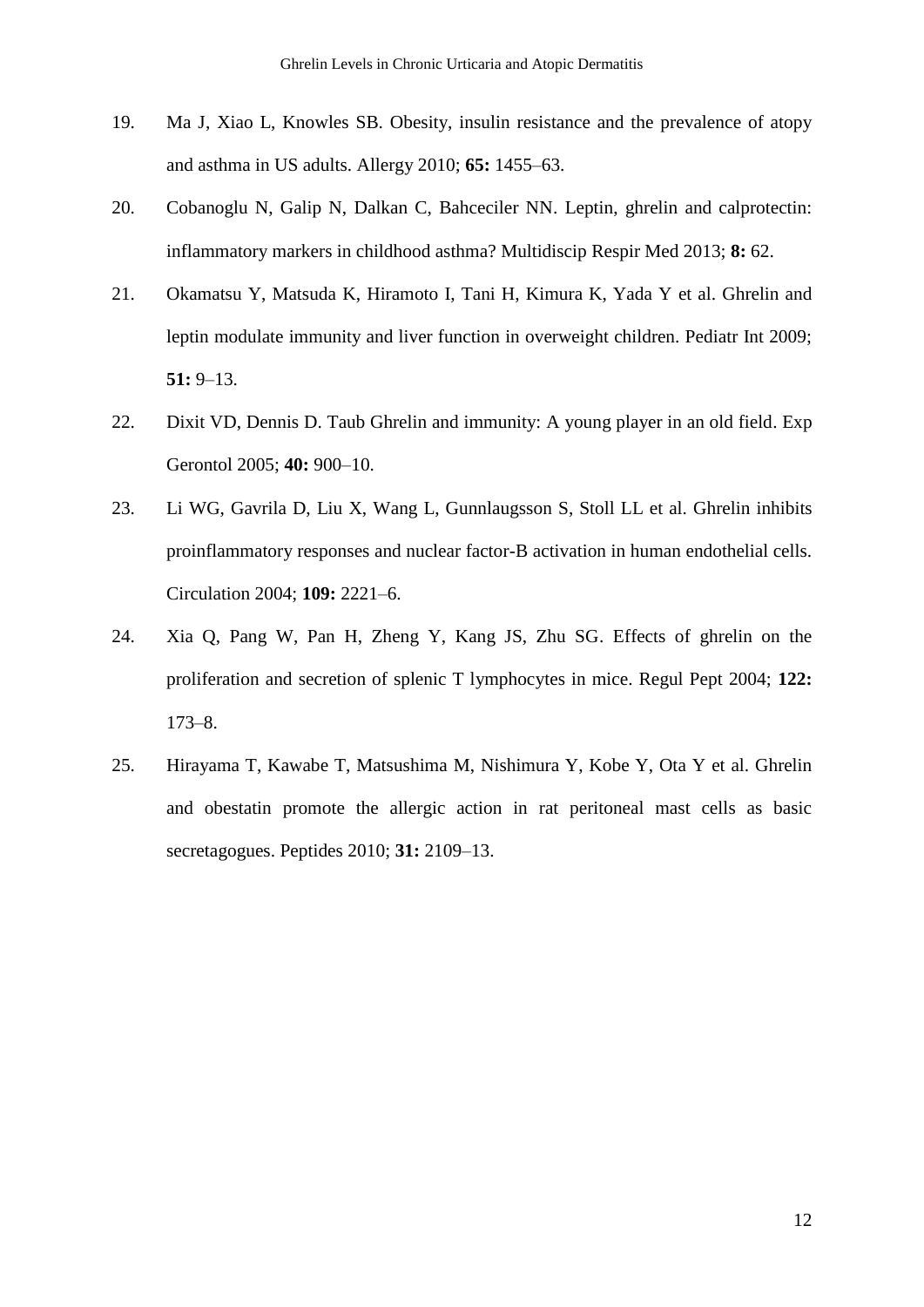19. Ma J, Xiao L, Knowles SB. Obesity, insulin resistance and the prevalence of atopy and asthma in US adults. Allergy 2010; **65:** 1455–63.

20. Cobanoglu N, Galip N, Dalkan C, Bahceciler NN. Leptin, ghrelin and calprotectin: inflammatory markers in childhood asthma? Multidiscip Respir Med 2013; **8:** 62.

21. Okamatsu Y, Matsuda K, Hiramoto I, Tani H, Kimura K, Yada Y et al. Ghrelin and leptin modulate immunity and liver function in overweight children. Pediatr Int 2009; **51:** 9–13.

22. Dixit VD, Dennis D. Taub Ghrelin and immunity: A young player in an old field. Exp Gerontol 2005; **40:** 900–10.

23. Li WG, Gavrila D, Liu X, Wang L, Gunnlaugsson S, Stoll LL et al. Ghrelin inhibits proinflammatory responses and nuclear factor-B activation in human endothelial cells. Circulation 2004; **109:** 2221–6.

24. Xia Q, Pang W, Pan H, Zheng Y, Kang JS, Zhu SG. Effects of ghrelin on the proliferation and secretion of splenic T lymphocytes in mice. Regul Pept 2004; **122:** 173–8.

25. Hirayama T, Kawabe T, Matsushima M, Nishimura Y, Kobe Y, Ota Y et al. Ghrelin and obestatin promote the allergic action in rat peritoneal mast cells as basic secretagogues. Peptides 2010; **31:** 2109–13.